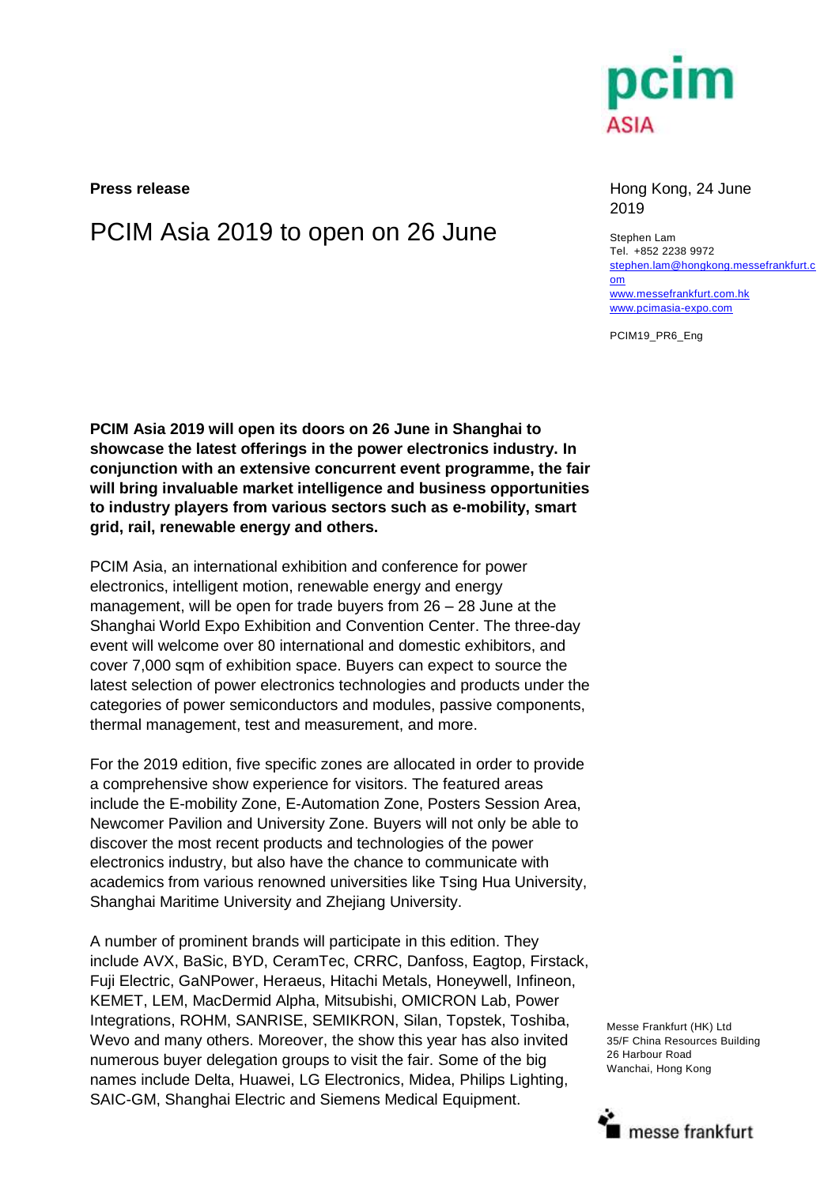**Press release**

# PCIM Asia 2019 to open on 26 June

Hong Kong, 24 June 2019

Stephen Lam
Tel. +852 2238 9972
stephen.lam@hongkong.messefrankfurt.com
www.messefrankfurt.com.hk
www.pcimasia-expo.com

PCIM19_PR6_Eng

**PCIM Asia 2019 will open its doors on 26 June in Shanghai to showcase the latest offerings in the power electronics industry. In conjunction with an extensive concurrent event programme, the fair will bring invaluable market intelligence and business opportunities to industry players from various sectors such as e-mobility, smart grid, rail, renewable energy and others.**

PCIM Asia, an international exhibition and conference for power electronics, intelligent motion, renewable energy and energy management, will be open for trade buyers from 26 – 28 June at the Shanghai World Expo Exhibition and Convention Center. The three-day event will welcome over 80 international and domestic exhibitors, and cover 7,000 sqm of exhibition space. Buyers can expect to source the latest selection of power electronics technologies and products under the categories of power semiconductors and modules, passive components, thermal management, test and measurement, and more.

For the 2019 edition, five specific zones are allocated in order to provide a comprehensive show experience for visitors. The featured areas include the E-mobility Zone, E-Automation Zone, Posters Session Area, Newcomer Pavilion and University Zone. Buyers will not only be able to discover the most recent products and technologies of the power electronics industry, but also have the chance to communicate with academics from various renowned universities like Tsing Hua University, Shanghai Maritime University and Zhejiang University.

A number of prominent brands will participate in this edition. They include AVX, BaSic, BYD, CeramTec, CRRC, Danfoss, Eagtop, Firstack, Fuji Electric, GaNPower, Heraeus, Hitachi Metals, Honeywell, Infineon, KEMET, LEM, MacDermid Alpha, Mitsubishi, OMICRON Lab, Power Integrations, ROHM, SANRISE, SEMIKRON, Silan, Topstek, Toshiba, Wevo and many others. Moreover, the show this year has also invited numerous buyer delegation groups to visit the fair. Some of the big names include Delta, Huawei, LG Electronics, Midea, Philips Lighting, SAIC-GM, Shanghai Electric and Siemens Medical Equipment.

Messe Frankfurt (HK) Ltd
35/F China Resources Building
26 Harbour Road
Wanchai, Hong Kong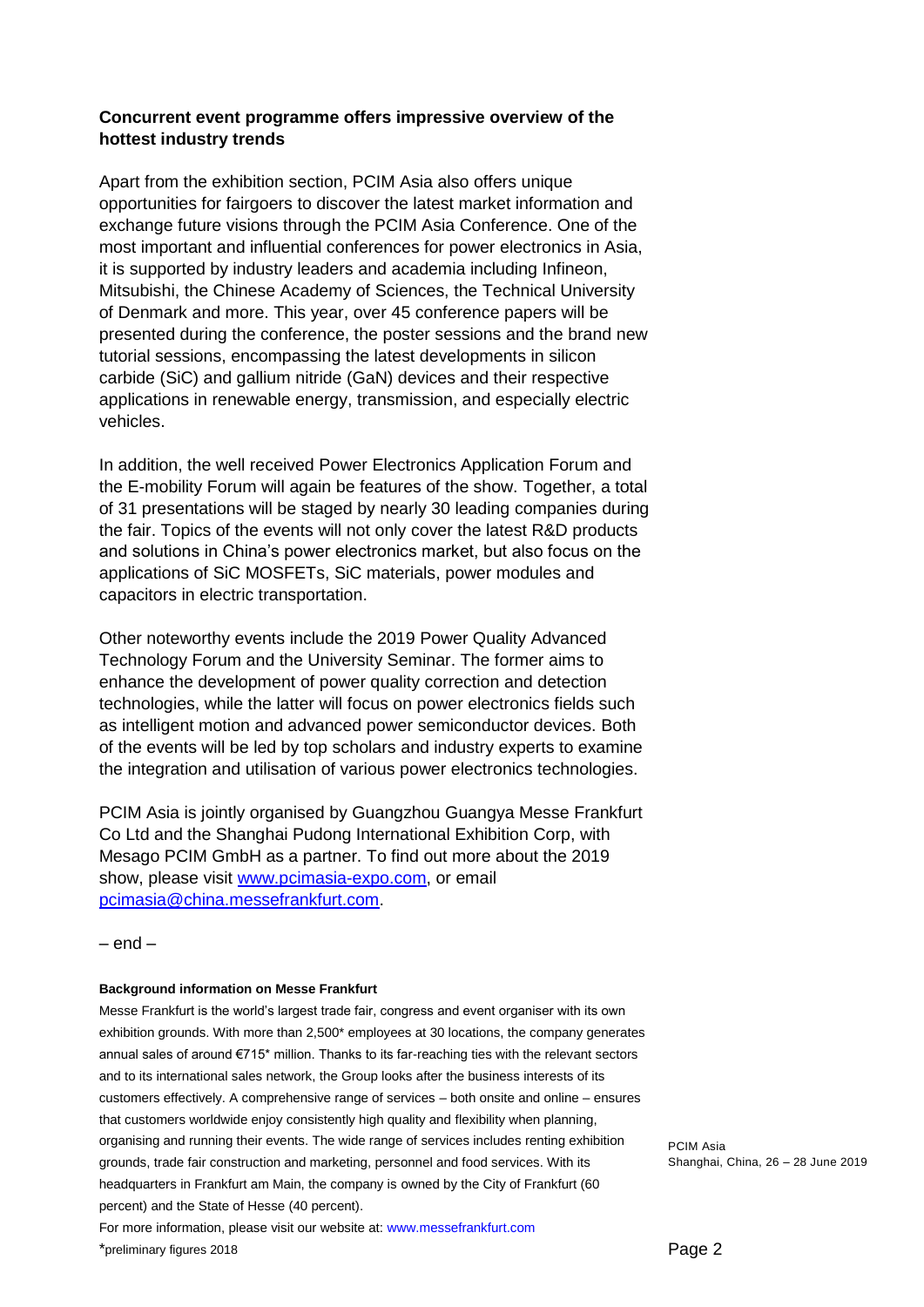**Concurrent event programme offers impressive overview of the hottest industry trends**

Apart from the exhibition section, PCIM Asia also offers unique opportunities for fairgoers to discover the latest market information and exchange future visions through the PCIM Asia Conference. One of the most important and influential conferences for power electronics in Asia, it is supported by industry leaders and academia including Infineon, Mitsubishi, the Chinese Academy of Sciences, the Technical University of Denmark and more. This year, over 45 conference papers will be presented during the conference, the poster sessions and the brand new tutorial sessions, encompassing the latest developments in silicon carbide (SiC) and gallium nitride (GaN) devices and their respective applications in renewable energy, transmission, and especially electric vehicles.

In addition, the well received Power Electronics Application Forum and the E-mobility Forum will again be features of the show. Together, a total of 31 presentations will be staged by nearly 30 leading companies during the fair. Topics of the events will not only cover the latest R&D products and solutions in China's power electronics market, but also focus on the applications of SiC MOSFETs, SiC materials, power modules and capacitors in electric transportation.

Other noteworthy events include the 2019 Power Quality Advanced Technology Forum and the University Seminar. The former aims to enhance the development of power quality correction and detection technologies, while the latter will focus on power electronics fields such as intelligent motion and advanced power semiconductor devices. Both of the events will be led by top scholars and industry experts to examine the integration and utilisation of various power electronics technologies.

PCIM Asia is jointly organised by Guangzhou Guangya Messe Frankfurt Co Ltd and the Shanghai Pudong International Exhibition Corp, with Mesago PCIM GmbH as a partner. To find out more about the 2019 show, please visit [www.pcimasia-expo.com](http://www.pcimasia-expo.com), or email [pcimasia@china.messefrankfurt.com](mailto:pcimasia@china.messefrankfurt.com).

– end –

**Background information on Messe Frankfurt**

Messe Frankfurt is the world's largest trade fair, congress and event organiser with its own exhibition grounds. With more than 2,500* employees at 30 locations, the company generates annual sales of around €715* million. Thanks to its far-reaching ties with the relevant sectors and to its international sales network, the Group looks after the business interests of its customers effectively. A comprehensive range of services – both onsite and online – ensures that customers worldwide enjoy consistently high quality and flexibility when planning, organising and running their events. The wide range of services includes renting exhibition grounds, trade fair construction and marketing, personnel and food services. With its headquarters in Frankfurt am Main, the company is owned by the City of Frankfurt (60 percent) and the State of Hesse (40 percent).

For more information, please visit our website at: www.messefrankfurt.com

*preliminary figures 2018

PCIM Asia
Shanghai, China, 26 – 28 June 2019